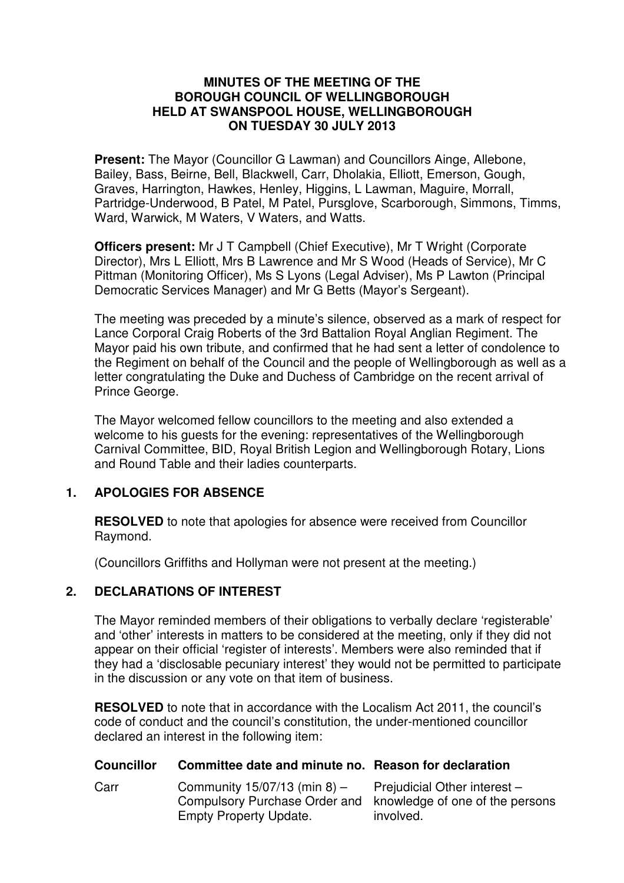# MINUTES OF THE MEETING OF THE BOROUGH COUNCIL OF WELLINGBOROUGH HELD AT SWANSPOOL HOUSE, WELLINGBOROUGH ON TUESDAY 30 JULY 2013

**Present:** The Mayor (Councillor G Lawman) and Councillors Ainge, Allebone, Bailey, Bass, Beirne, Bell, Blackwell, Carr, Dholakia, Elliott, Emerson, Gough, Graves, Harrington, Hawkes, Henley, Higgins, L Lawman, Maguire, Morrall, Partridge-Underwood, B Patel, M Patel, Pursglove, Scarborough, Simmons, Timms, Ward, Warwick, M Waters, V Waters, and Watts.

**Officers present:** Mr J T Campbell (Chief Executive), Mr T Wright (Corporate Director), Mrs L Elliott, Mrs B Lawrence and Mr S Wood (Heads of Service), Mr C Pittman (Monitoring Officer), Ms S Lyons (Legal Adviser), Ms P Lawton (Principal Democratic Services Manager) and Mr G Betts (Mayor's Sergeant).

The meeting was preceded by a minute's silence, observed as a mark of respect for Lance Corporal Craig Roberts of the 3rd Battalion Royal Anglian Regiment. The Mayor paid his own tribute, and confirmed that he had sent a letter of condolence to the Regiment on behalf of the Council and the people of Wellingborough as well as a letter congratulating the Duke and Duchess of Cambridge on the recent arrival of Prince George.

The Mayor welcomed fellow councillors to the meeting and also extended a welcome to his guests for the evening: representatives of the Wellingborough Carnival Committee, BID, Royal British Legion and Wellingborough Rotary, Lions and Round Table and their ladies counterparts.

## 1. APOLOGIES FOR ABSENCE

**RESOLVED** to note that apologies for absence were received from Councillor Raymond.

(Councillors Griffiths and Hollyman were not present at the meeting.)

## 2. DECLARATIONS OF INTEREST

The Mayor reminded members of their obligations to verbally declare 'registerable' and 'other' interests in matters to be considered at the meeting, only if they did not appear on their official 'register of interests'. Members were also reminded that if they had a 'disclosable pecuniary interest' they would not be permitted to participate in the discussion or any vote on that item of business.

**RESOLVED** to note that in accordance with the Localism Act 2011, the council's code of conduct and the council's constitution, the under-mentioned councillor declared an interest in the following item:

| Councillor | Committee date and minute no. | Reason for declaration |
|---|---|---|
| Carr | Community 15/07/13 (min 8) – Compulsory Purchase Order and Empty Property Update. | Prejudicial Other interest – knowledge of one of the persons involved. |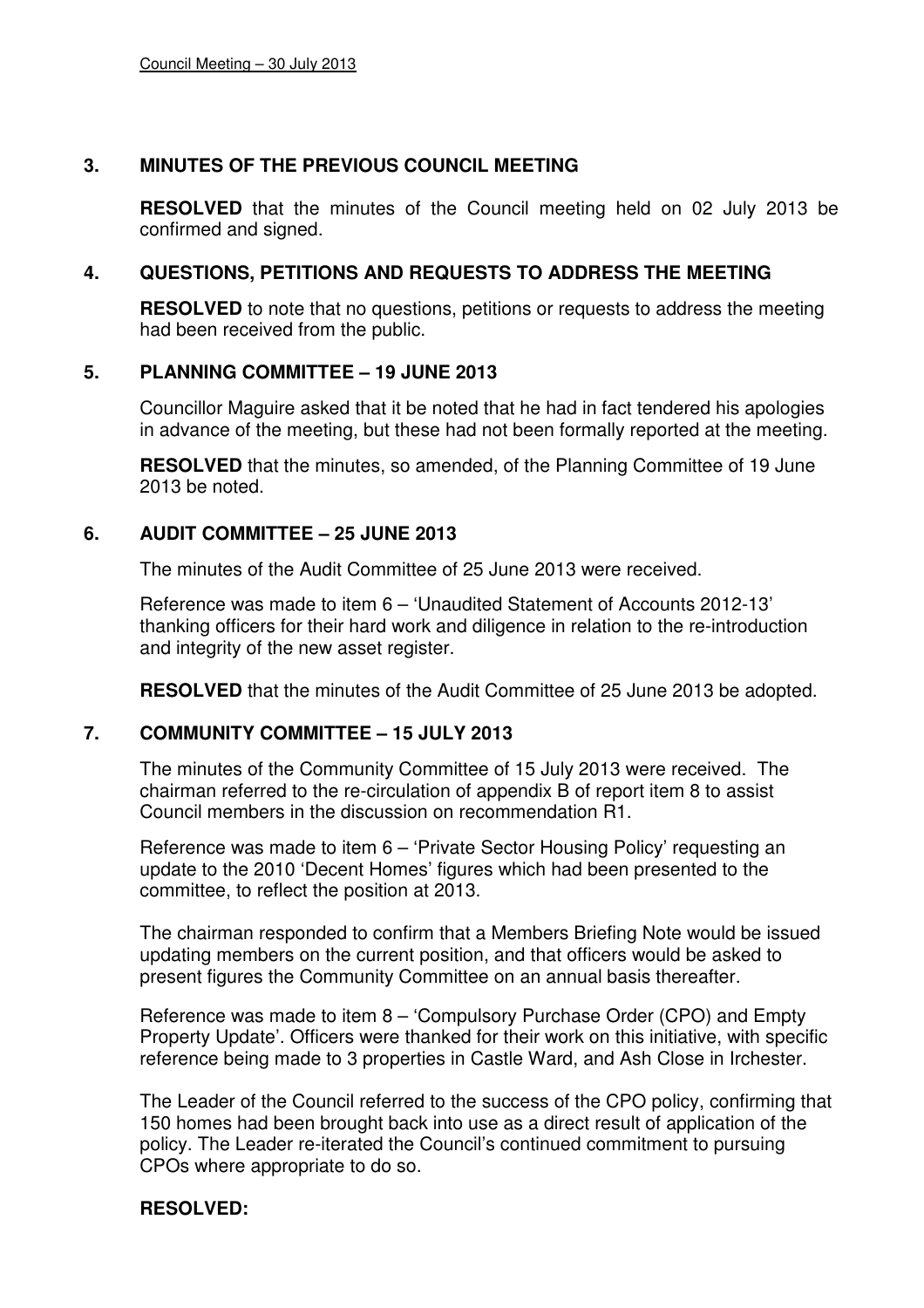## 3. MINUTES OF THE PREVIOUS COUNCIL MEETING

**RESOLVED** that the minutes of the Council meeting held on 02 July 2013 be confirmed and signed.

## 4. QUESTIONS, PETITIONS AND REQUESTS TO ADDRESS THE MEETING

**RESOLVED** to note that no questions, petitions or requests to address the meeting had been received from the public.

## 5. PLANNING COMMITTEE – 19 JUNE 2013

Councillor Maguire asked that it be noted that he had in fact tendered his apologies in advance of the meeting, but these had not been formally reported at the meeting.

**RESOLVED** that the minutes, so amended, of the Planning Committee of 19 June 2013 be noted.

## 6. AUDIT COMMITTEE – 25 JUNE 2013

The minutes of the Audit Committee of 25 June 2013 were received.

Reference was made to item 6 – 'Unaudited Statement of Accounts 2012-13' thanking officers for their hard work and diligence in relation to the re-introduction and integrity of the new asset register.

**RESOLVED** that the minutes of the Audit Committee of 25 June 2013 be adopted.

## 7. COMMUNITY COMMITTEE – 15 JULY 2013

The minutes of the Community Committee of 15 July 2013 were received. The chairman referred to the re-circulation of appendix B of report item 8 to assist Council members in the discussion on recommendation R1.

Reference was made to item 6 – 'Private Sector Housing Policy' requesting an update to the 2010 'Decent Homes' figures which had been presented to the committee, to reflect the position at 2013.

The chairman responded to confirm that a Members Briefing Note would be issued updating members on the current position, and that officers would be asked to present figures the Community Committee on an annual basis thereafter.

Reference was made to item 8 – 'Compulsory Purchase Order (CPO) and Empty Property Update'. Officers were thanked for their work on this initiative, with specific reference being made to 3 properties in Castle Ward, and Ash Close in Irchester.

The Leader of the Council referred to the success of the CPO policy, confirming that 150 homes had been brought back into use as a direct result of application of the policy. The Leader re-iterated the Council's continued commitment to pursuing CPOs where appropriate to do so.

**RESOLVED:**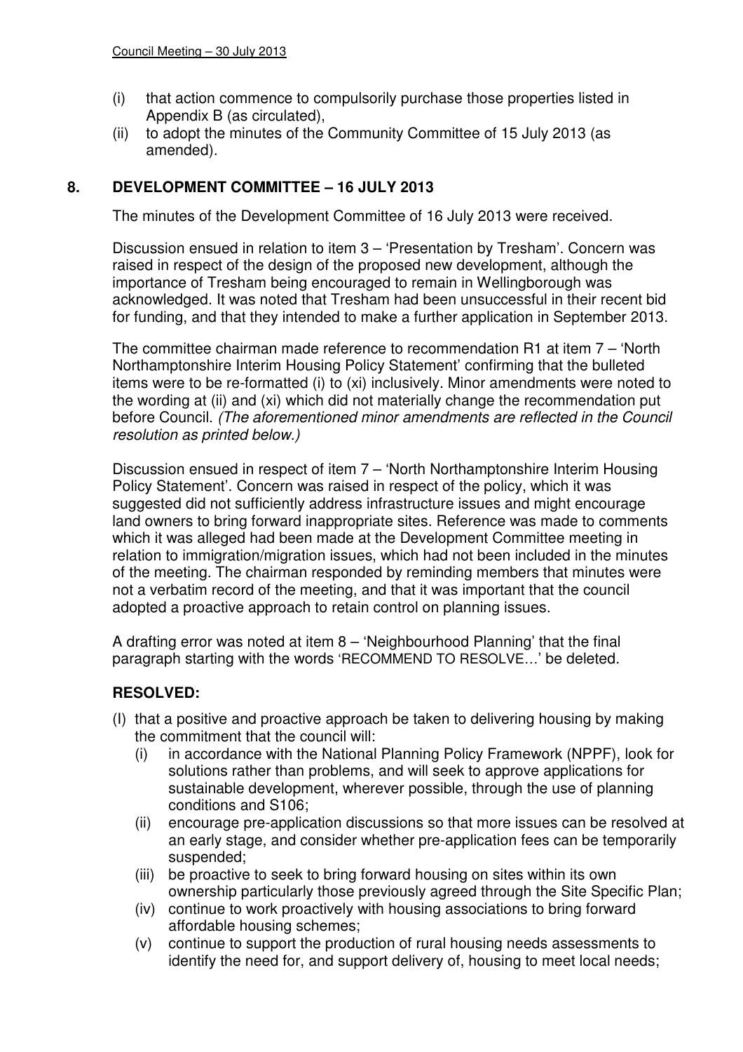(i) that action commence to compulsorily purchase those properties listed in Appendix B (as circulated),
(ii) to adopt the minutes of the Community Committee of 15 July 2013 (as amended).

## 8. DEVELOPMENT COMMITTEE – 16 JULY 2013

The minutes of the Development Committee of 16 July 2013 were received.

Discussion ensued in relation to item 3 – 'Presentation by Tresham'. Concern was raised in respect of the design of the proposed new development, although the importance of Tresham being encouraged to remain in Wellingborough was acknowledged. It was noted that Tresham had been unsuccessful in their recent bid for funding, and that they intended to make a further application in September 2013.

The committee chairman made reference to recommendation R1 at item 7 – 'North Northamptonshire Interim Housing Policy Statement' confirming that the bulleted items were to be re-formatted (i) to (xi) inclusively. Minor amendments were noted to the wording at (ii) and (xi) which did not materially change the recommendation put before Council. *(The aforementioned minor amendments are reflected in the Council resolution as printed below.)*

Discussion ensued in respect of item 7 – 'North Northamptonshire Interim Housing Policy Statement'. Concern was raised in respect of the policy, which it was suggested did not sufficiently address infrastructure issues and might encourage land owners to bring forward inappropriate sites. Reference was made to comments which it was alleged had been made at the Development Committee meeting in relation to immigration/migration issues, which had not been included in the minutes of the meeting. The chairman responded by reminding members that minutes were not a verbatim record of the meeting, and that it was important that the council adopted a proactive approach to retain control on planning issues.

A drafting error was noted at item 8 – 'Neighbourhood Planning' that the final paragraph starting with the words 'RECOMMEND TO RESOLVE…' be deleted.

**RESOLVED:**

(I) that a positive and proactive approach be taken to delivering housing by making the commitment that the council will:
   (i) in accordance with the National Planning Policy Framework (NPPF), look for solutions rather than problems, and will seek to approve applications for sustainable development, wherever possible, through the use of planning conditions and S106;
   (ii) encourage pre-application discussions so that more issues can be resolved at an early stage, and consider whether pre-application fees can be temporarily suspended;
   (iii) be proactive to seek to bring forward housing on sites within its own ownership particularly those previously agreed through the Site Specific Plan;
   (iv) continue to work proactively with housing associations to bring forward affordable housing schemes;
   (v) continue to support the production of rural housing needs assessments to identify the need for, and support delivery of, housing to meet local needs;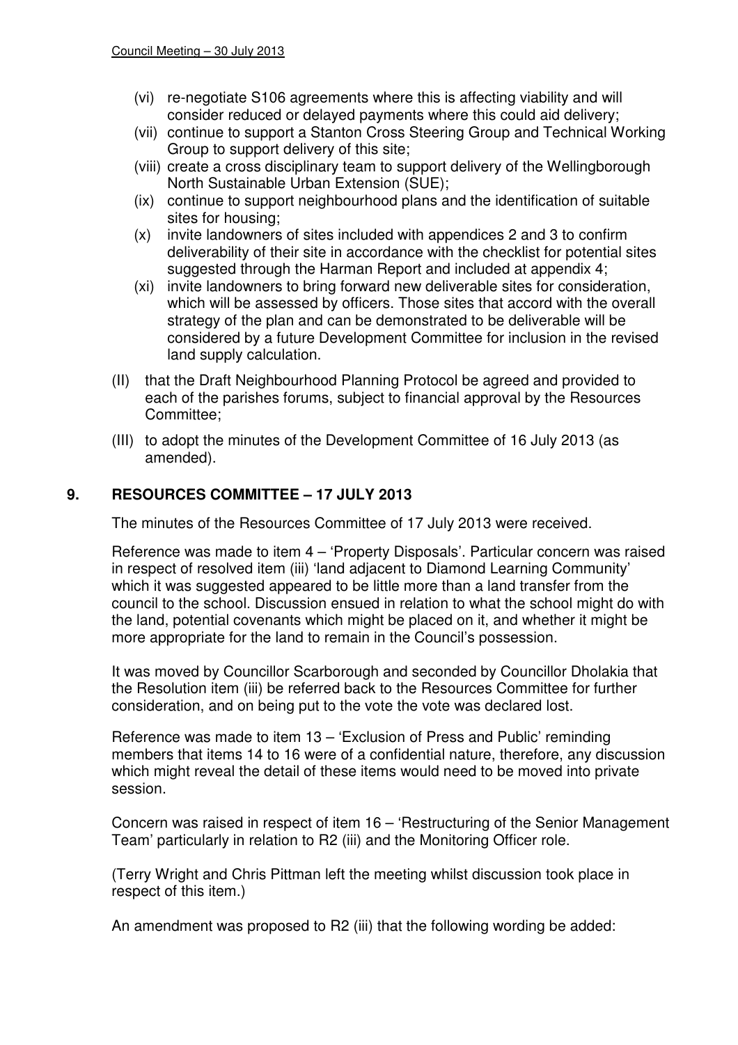(vi) re-negotiate S106 agreements where this is affecting viability and will consider reduced or delayed payments where this could aid delivery;

(vii) continue to support a Stanton Cross Steering Group and Technical Working Group to support delivery of this site;

(viii) create a cross disciplinary team to support delivery of the Wellingborough North Sustainable Urban Extension (SUE);

(ix) continue to support neighbourhood plans and the identification of suitable sites for housing;

(x) invite landowners of sites included with appendices 2 and 3 to confirm deliverability of their site in accordance with the checklist for potential sites suggested through the Harman Report and included at appendix 4;

(xi) invite landowners to bring forward new deliverable sites for consideration, which will be assessed by officers. Those sites that accord with the overall strategy of the plan and can be demonstrated to be deliverable will be considered by a future Development Committee for inclusion in the revised land supply calculation.

(II) that the Draft Neighbourhood Planning Protocol be agreed and provided to each of the parishes forums, subject to financial approval by the Resources Committee;

(III) to adopt the minutes of the Development Committee of 16 July 2013 (as amended).

## 9. RESOURCES COMMITTEE – 17 JULY 2013

The minutes of the Resources Committee of 17 July 2013 were received.

Reference was made to item 4 – 'Property Disposals'. Particular concern was raised in respect of resolved item (iii) 'land adjacent to Diamond Learning Community' which it was suggested appeared to be little more than a land transfer from the council to the school. Discussion ensued in relation to what the school might do with the land, potential covenants which might be placed on it, and whether it might be more appropriate for the land to remain in the Council's possession.

It was moved by Councillor Scarborough and seconded by Councillor Dholakia that the Resolution item (iii) be referred back to the Resources Committee for further consideration, and on being put to the vote the vote was declared lost.

Reference was made to item 13 – 'Exclusion of Press and Public' reminding members that items 14 to 16 were of a confidential nature, therefore, any discussion which might reveal the detail of these items would need to be moved into private session.

Concern was raised in respect of item 16 – 'Restructuring of the Senior Management Team' particularly in relation to R2 (iii) and the Monitoring Officer role.

(Terry Wright and Chris Pittman left the meeting whilst discussion took place in respect of this item.)

An amendment was proposed to R2 (iii) that the following wording be added: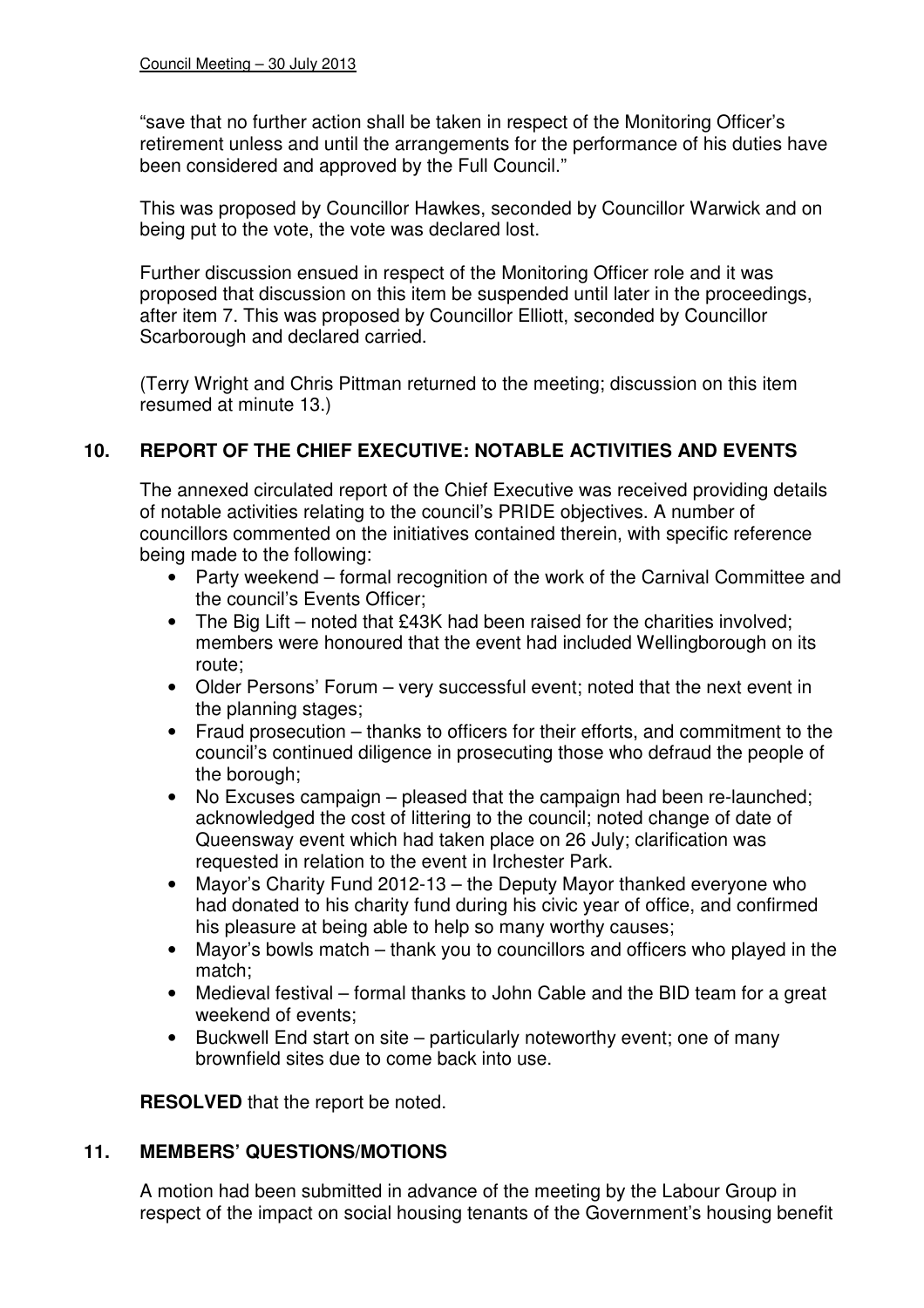"save that no further action shall be taken in respect of the Monitoring Officer's retirement unless and until the arrangements for the performance of his duties have been considered and approved by the Full Council."

This was proposed by Councillor Hawkes, seconded by Councillor Warwick and on being put to the vote, the vote was declared lost.

Further discussion ensued in respect of the Monitoring Officer role and it was proposed that discussion on this item be suspended until later in the proceedings, after item 7. This was proposed by Councillor Elliott, seconded by Councillor Scarborough and declared carried.

(Terry Wright and Chris Pittman returned to the meeting; discussion on this item resumed at minute 13.)

## 10. REPORT OF THE CHIEF EXECUTIVE: NOTABLE ACTIVITIES AND EVENTS

The annexed circulated report of the Chief Executive was received providing details of notable activities relating to the council's PRIDE objectives. A number of councillors commented on the initiatives contained therein, with specific reference being made to the following:

- Party weekend – formal recognition of the work of the Carnival Committee and the council's Events Officer;
- The Big Lift – noted that £43K had been raised for the charities involved; members were honoured that the event had included Wellingborough on its route;
- Older Persons' Forum – very successful event; noted that the next event in the planning stages;
- Fraud prosecution – thanks to officers for their efforts, and commitment to the council's continued diligence in prosecuting those who defraud the people of the borough;
- No Excuses campaign – pleased that the campaign had been re-launched; acknowledged the cost of littering to the council; noted change of date of Queensway event which had taken place on 26 July; clarification was requested in relation to the event in Irchester Park.
- Mayor's Charity Fund 2012-13 – the Deputy Mayor thanked everyone who had donated to his charity fund during his civic year of office, and confirmed his pleasure at being able to help so many worthy causes;
- Mayor's bowls match – thank you to councillors and officers who played in the match;
- Medieval festival – formal thanks to John Cable and the BID team for a great weekend of events;
- Buckwell End start on site – particularly noteworthy event; one of many brownfield sites due to come back into use.

**RESOLVED** that the report be noted.

## 11. MEMBERS' QUESTIONS/MOTIONS

A motion had been submitted in advance of the meeting by the Labour Group in respect of the impact on social housing tenants of the Government's housing benefit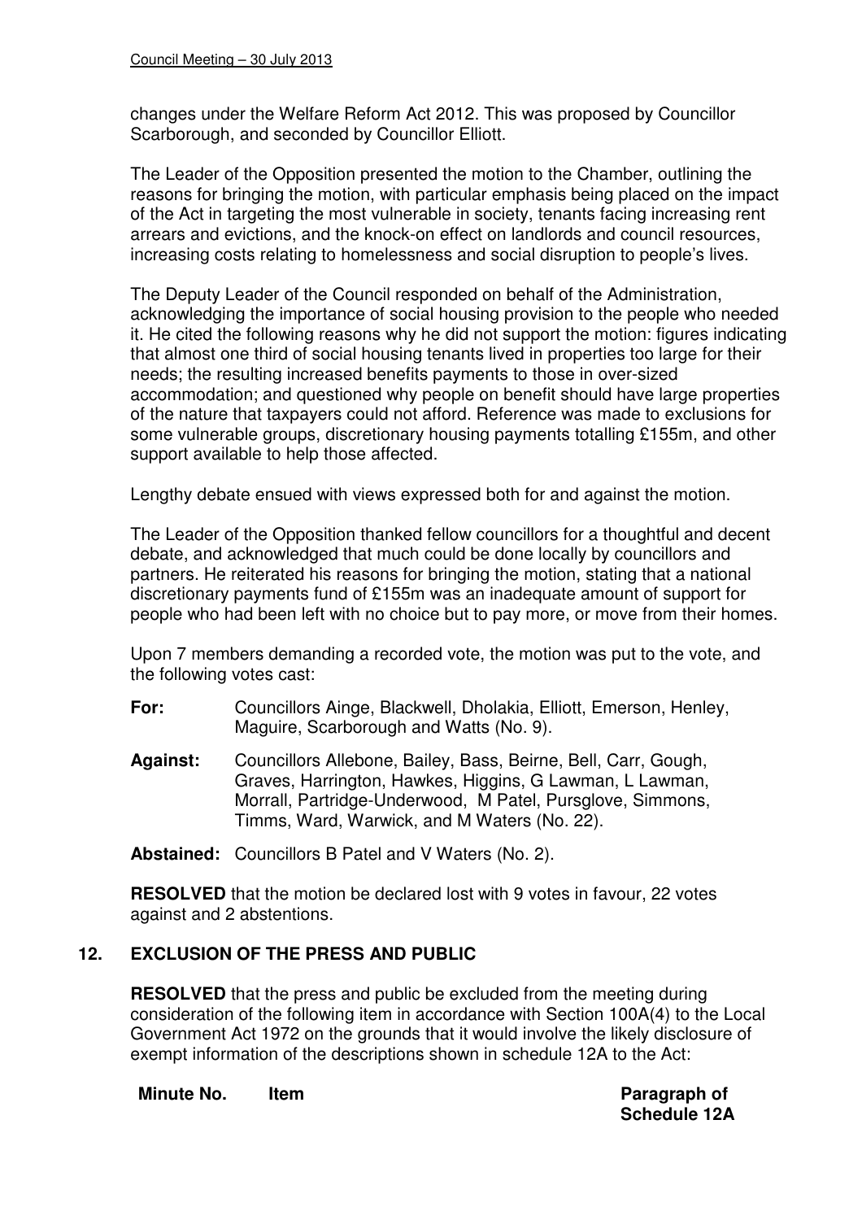changes under the Welfare Reform Act 2012. This was proposed by Councillor Scarborough, and seconded by Councillor Elliott.

The Leader of the Opposition presented the motion to the Chamber, outlining the reasons for bringing the motion, with particular emphasis being placed on the impact of the Act in targeting the most vulnerable in society, tenants facing increasing rent arrears and evictions, and the knock-on effect on landlords and council resources, increasing costs relating to homelessness and social disruption to people's lives.

The Deputy Leader of the Council responded on behalf of the Administration, acknowledging the importance of social housing provision to the people who needed it. He cited the following reasons why he did not support the motion: figures indicating that almost one third of social housing tenants lived in properties too large for their needs; the resulting increased benefits payments to those in over-sized accommodation; and questioned why people on benefit should have large properties of the nature that taxpayers could not afford. Reference was made to exclusions for some vulnerable groups, discretionary housing payments totalling £155m, and other support available to help those affected.

Lengthy debate ensued with views expressed both for and against the motion.

The Leader of the Opposition thanked fellow councillors for a thoughtful and decent debate, and acknowledged that much could be done locally by councillors and partners. He reiterated his reasons for bringing the motion, stating that a national discretionary payments fund of £155m was an inadequate amount of support for people who had been left with no choice but to pay more, or move from their homes.

Upon 7 members demanding a recorded vote, the motion was put to the vote, and the following votes cast:

**For:** Councillors Ainge, Blackwell, Dholakia, Elliott, Emerson, Henley, Maguire, Scarborough and Watts (No. 9).

**Against:** Councillors Allebone, Bailey, Bass, Beirne, Bell, Carr, Gough, Graves, Harrington, Hawkes, Higgins, G Lawman, L Lawman, Morrall, Partridge-Underwood, M Patel, Pursglove, Simmons, Timms, Ward, Warwick, and M Waters (No. 22).

**Abstained:** Councillors B Patel and V Waters (No. 2).

**RESOLVED** that the motion be declared lost with 9 votes in favour, 22 votes against and 2 abstentions.

## 12. EXCLUSION OF THE PRESS AND PUBLIC

**RESOLVED** that the press and public be excluded from the meeting during consideration of the following item in accordance with Section 100A(4) to the Local Government Act 1972 on the grounds that it would involve the likely disclosure of exempt information of the descriptions shown in schedule 12A to the Act:

| Minute No. | Item | Paragraph of Schedule 12A |
|---|---|---|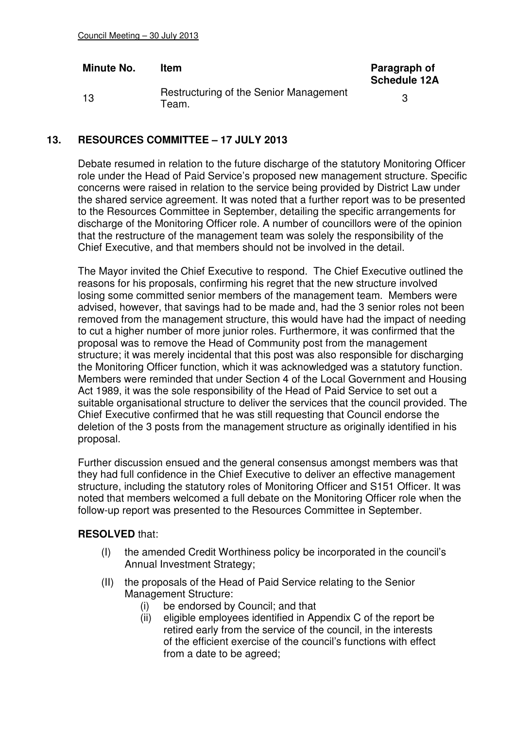| Minute No. | Item | Paragraph of Schedule 12A |
| --- | --- | --- |
| 13 | Restructuring of the Senior Management Team. | 3 |

## 13. RESOURCES COMMITTEE – 17 JULY 2013

Debate resumed in relation to the future discharge of the statutory Monitoring Officer role under the Head of Paid Service's proposed new management structure. Specific concerns were raised in relation to the service being provided by District Law under the shared service agreement. It was noted that a further report was to be presented to the Resources Committee in September, detailing the specific arrangements for discharge of the Monitoring Officer role. A number of councillors were of the opinion that the restructure of the management team was solely the responsibility of the Chief Executive, and that members should not be involved in the detail.

The Mayor invited the Chief Executive to respond. The Chief Executive outlined the reasons for his proposals, confirming his regret that the new structure involved losing some committed senior members of the management team. Members were advised, however, that savings had to be made and, had the 3 senior roles not been removed from the management structure, this would have had the impact of needing to cut a higher number of more junior roles. Furthermore, it was confirmed that the proposal was to remove the Head of Community post from the management structure; it was merely incidental that this post was also responsible for discharging the Monitoring Officer function, which it was acknowledged was a statutory function. Members were reminded that under Section 4 of the Local Government and Housing Act 1989, it was the sole responsibility of the Head of Paid Service to set out a suitable organisational structure to deliver the services that the council provided. The Chief Executive confirmed that he was still requesting that Council endorse the deletion of the 3 posts from the management structure as originally identified in his proposal.

Further discussion ensued and the general consensus amongst members was that they had full confidence in the Chief Executive to deliver an effective management structure, including the statutory roles of Monitoring Officer and S151 Officer. It was noted that members welcomed a full debate on the Monitoring Officer role when the follow-up report was presented to the Resources Committee in September.

**RESOLVED** that:

(I) the amended Credit Worthiness policy be incorporated in the council's Annual Investment Strategy;

(II) the proposals of the Head of Paid Service relating to the Senior Management Structure:

   (i) be endorsed by Council; and that

   (ii) eligible employees identified in Appendix C of the report be retired early from the service of the council, in the interests of the efficient exercise of the council's functions with effect from a date to be agreed;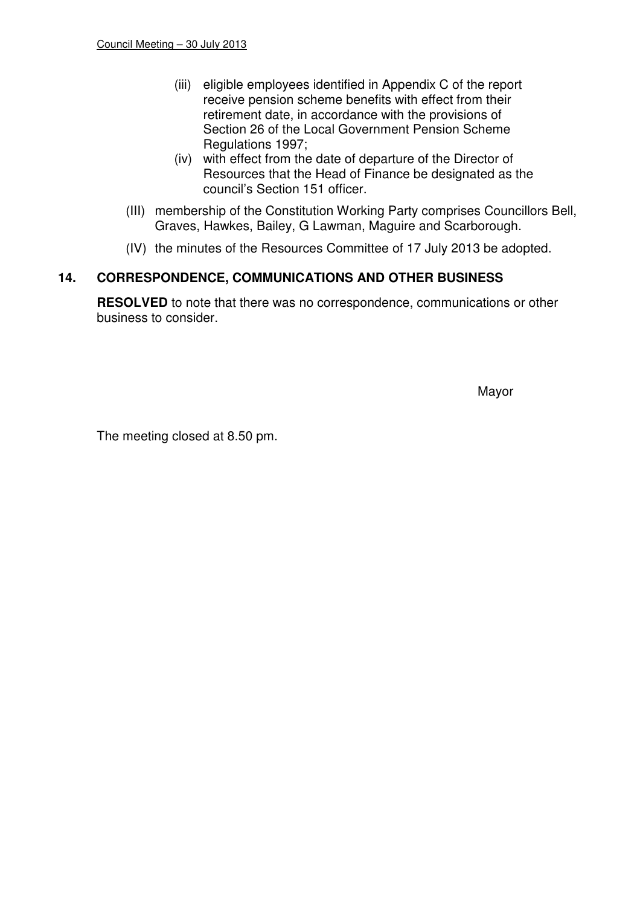(iii) eligible employees identified in Appendix C of the report receive pension scheme benefits with effect from their retirement date, in accordance with the provisions of Section 26 of the Local Government Pension Scheme Regulations 1997;

(iv) with effect from the date of departure of the Director of Resources that the Head of Finance be designated as the council's Section 151 officer.

(III) membership of the Constitution Working Party comprises Councillors Bell, Graves, Hawkes, Bailey, G Lawman, Maguire and Scarborough.

(IV) the minutes of the Resources Committee of 17 July 2013 be adopted.

## 14. CORRESPONDENCE, COMMUNICATIONS AND OTHER BUSINESS

**RESOLVED** to note that there was no correspondence, communications or other business to consider.

Mayor

The meeting closed at 8.50 pm.